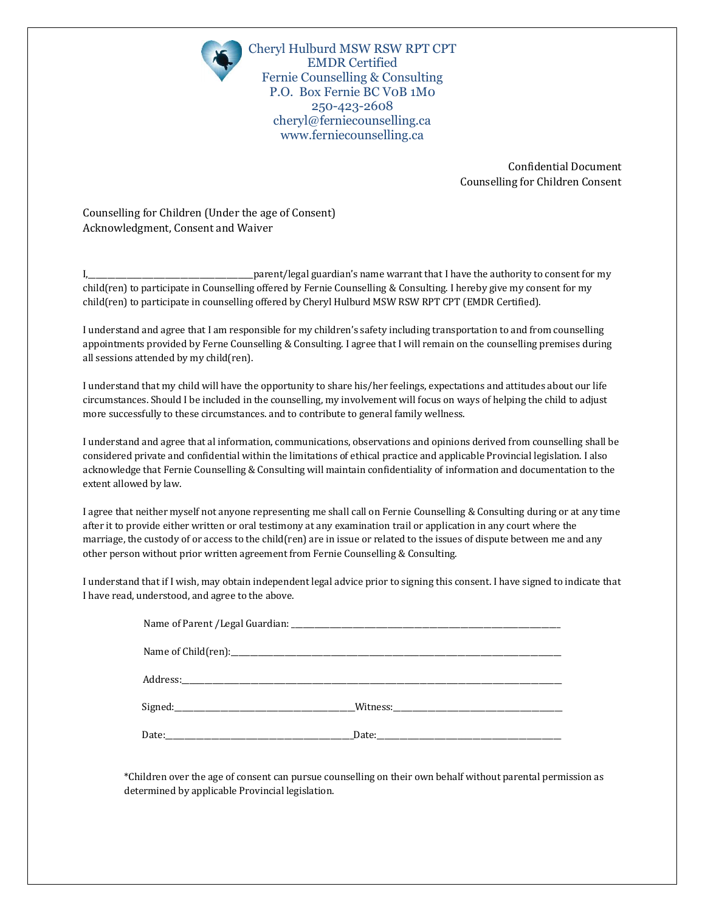Cheryl Hulburd MSW RSW RPT CPT
EMDR Certified
Fernie Counselling & Consulting
P.O. Box Fernie BC V0B 1M0
250-423-2608
cheryl@ferniecounselling.ca
www.ferniecounselling.ca

Confidential Document
Counselling for Children Consent

Counselling for Children (Under the age of Consent)
Acknowledgment, Consent and Waiver

I,_______________________________________parent/legal guardian's name warrant that I have the authority to consent for my child(ren) to participate in Counselling offered by Fernie Counselling & Consulting. I hereby give my consent for my child(ren) to participate in counselling offered by Cheryl Hulburd MSW RSW RPT CPT (EMDR Certified).

I understand and agree that I am responsible for my children's safety including transportation to and from counselling appointments provided by Ferne Counselling & Consulting. I agree that I will remain on the counselling premises during all sessions attended by my child(ren).

I understand that my child will have the opportunity to share his/her feelings, expectations and attitudes about our life circumstances. Should I be included in the counselling, my involvement will focus on ways of helping the child to adjust more successfully to these circumstances. and to contribute to general family wellness.

I understand and agree that al information, communications, observations and opinions derived from counselling shall be considered private and confidential within the limitations of ethical practice and applicable Provincial legislation. I also acknowledge that Fernie Counselling & Consulting will maintain confidentiality of information and documentation to the extent allowed by law.

I agree that neither myself not anyone representing me shall call on Fernie Counselling & Consulting during or at any time after it to provide either written or oral testimony at any examination trail or application in any court where the marriage, the custody of or access to the child(ren) are in issue or related to the issues of dispute between me and any other person without prior written agreement from Fernie Counselling & Consulting.

I understand that if I wish, may obtain independent legal advice prior to signing this consent. I have signed to indicate that I have read, understood, and agree to the above.

Name of Parent /Legal Guardian: ______________________________________________

Name of Child(ren):______________________________________________________

Address:______________________________________________________________

Signed:_____________________________Witness:___________________________

Date:_______________________________Date:______________________________

*Children over the age of consent can pursue counselling on their own behalf without parental permission as determined by applicable Provincial legislation.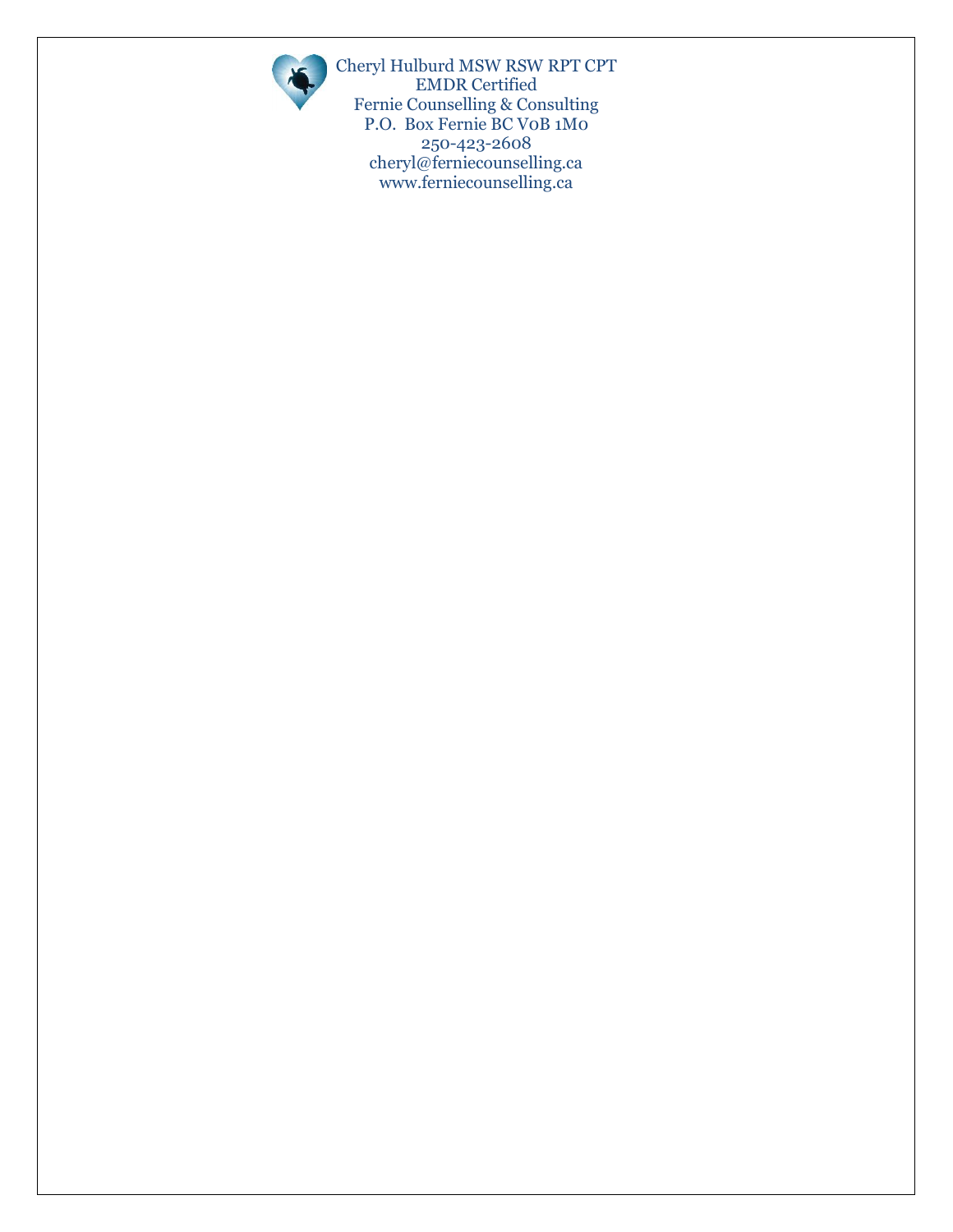Cheryl Hulburd MSW RSW RPT CPT
EMDR Certified
Fernie Counselling & Consulting
P.O. Box Fernie BC V0B 1M0
250-423-2608
cheryl@ferniecounselling.ca
www.ferniecounselling.ca